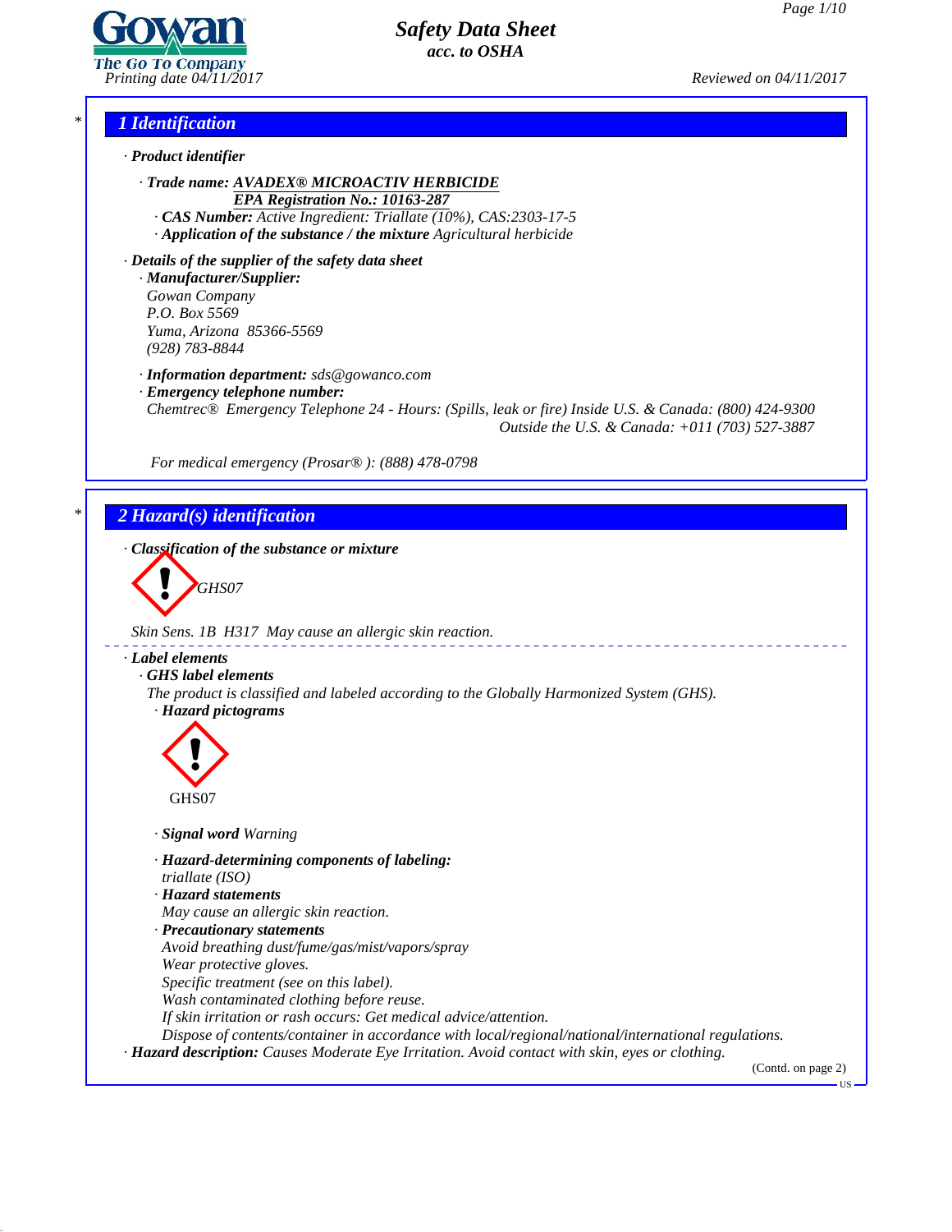# Safety Data Sheet
*acc. to OSHA*

Printing date 04/11/2017 Reviewed on 04/11/2017

## 1 Identification

· **Product identifier**

· **Trade name:** **AVADEX® MICROACTIV HERBICIDE**
**EPA Registration No.: 10163-287**
· **CAS Number:** Active Ingredient: Triallate (10%), CAS:2303-17-5
· **Application of the substance / the mixture** Agricultural herbicide

· **Details of the supplier of the safety data sheet**
· **Manufacturer/Supplier:**
Gowan Company
P.O. Box 5569
Yuma, Arizona 85366-5569
(928) 783-8844

· **Information department:** sds@gowanco.com
· **Emergency telephone number:**
Chemtrec® Emergency Telephone 24 - Hours: (Spills, leak or fire) Inside U.S. & Canada: (800) 424-9300
Outside the U.S. & Canada: +011 (703) 527-3887

For medical emergency (Prosar® ): (888) 478-0798

## 2 Hazard(s) identification

· **Classification of the substance or mixture**

GHS07

Skin Sens. 1B H317 May cause an allergic skin reaction.

· **Label elements**
· **GHS label elements**
The product is classified and labeled according to the Globally Harmonized System (GHS).
· **Hazard pictograms**

GHS07

· **Signal word** Warning

· **Hazard-determining components of labeling:**
triallate (ISO)
· **Hazard statements**
May cause an allergic skin reaction.
· **Precautionary statements**
Avoid breathing dust/fume/gas/mist/vapors/spray
Wear protective gloves.
Specific treatment (see on this label).
Wash contaminated clothing before reuse.
If skin irritation or rash occurs: Get medical advice/attention.
Dispose of contents/container in accordance with local/regional/national/international regulations.
· **Hazard description:** Causes Moderate Eye Irritation. Avoid contact with skin, eyes or clothing.

(Contd. on page 2)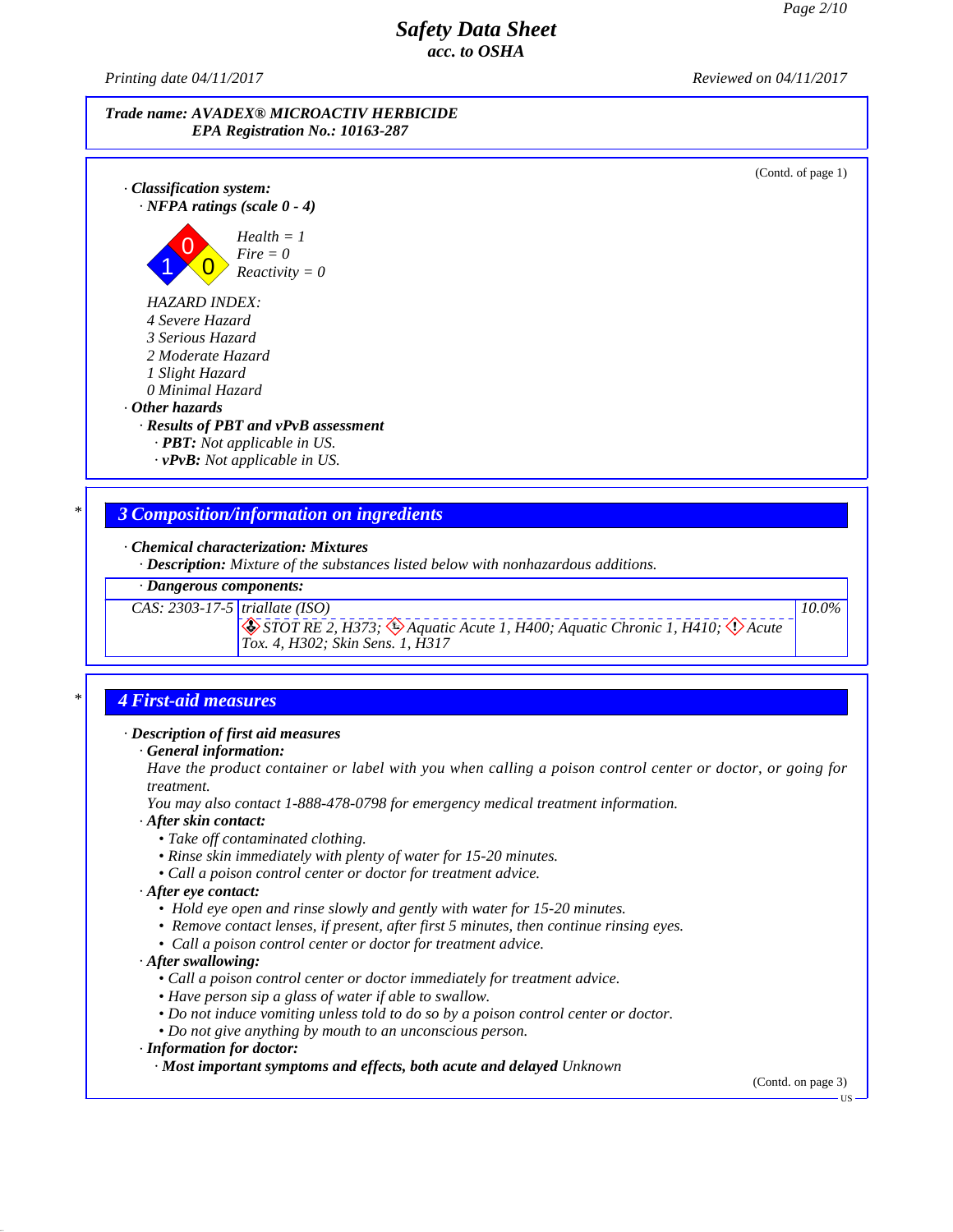**Trade name: AVADEX® MICROACTIV HERBICIDE**
**EPA Registration No.: 10163-287**

(Contd. of page 1)

· **Classification system:**
· **NFPA ratings (scale 0 - 4)**

Health = 1
Fire = 0
Reactivity = 0

HAZARD INDEX:
4 Severe Hazard
3 Serious Hazard
2 Moderate Hazard
1 Slight Hazard
0 Minimal Hazard

· **Other hazards**
· **Results of PBT and vPvB assessment**
· **PBT:** Not applicable in US.
· **vPvB:** Not applicable in US.

## 3 Composition/information on ingredients

· **Chemical characterization: Mixtures**
· **Description:** Mixture of the substances listed below with nonhazardous additions.

| · Dangerous components: | | |
|---|---|---|
| CAS: 2303-17-5 | triallate (ISO)<br>STOT RE 2, H373; Aquatic Acute 1, H400; Aquatic Chronic 1, H410; Acute Tox. 4, H302; Skin Sens. 1, H317 | 10.0% |

## 4 First-aid measures

· **Description of first aid measures**
· **General information:**
Have the product container or label with you when calling a poison control center or doctor, or going for treatment.
You may also contact 1-888-478-0798 for emergency medical treatment information.
· **After skin contact:**
- Take off contaminated clothing.
- Rinse skin immediately with plenty of water for 15-20 minutes.
- Call a poison control center or doctor for treatment advice.

· **After eye contact:**
- Hold eye open and rinse slowly and gently with water for 15-20 minutes.
- Remove contact lenses, if present, after first 5 minutes, then continue rinsing eyes.
- Call a poison control center or doctor for treatment advice.

· **After swallowing:**
- Call a poison control center or doctor immediately for treatment advice.
- Have person sip a glass of water if able to swallow.
- Do not induce vomiting unless told to do so by a poison control center or doctor.
- Do not give anything by mouth to an unconscious person.

· **Information for doctor:**
· **Most important symptoms and effects, both acute and delayed** Unknown

(Contd. on page 3)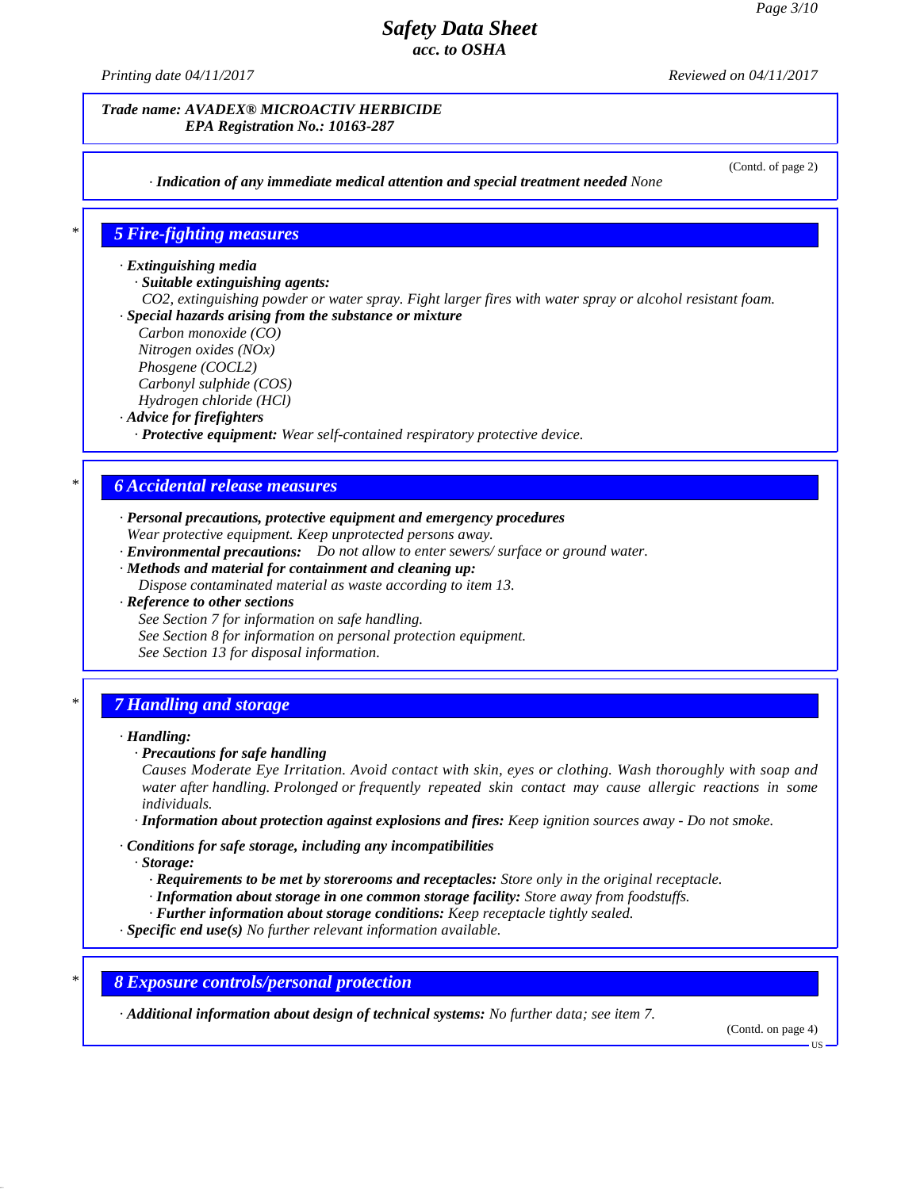*Trade name:* ***AVADEX® MICROACTIV HERBICIDE***
***EPA Registration No.: 10163-287***

(Contd. of page 2)

· ***Indication of any immediate medical attention and special treatment needed*** *None*

## 5 Fire-fighting measures

· ***Extinguishing media***
· ***Suitable extinguishing agents:***
*$CO_2$, extinguishing powder or water spray. Fight larger fires with water spray or alcohol resistant foam.*
· ***Special hazards arising from the substance or mixture***
*Carbon monoxide (CO)*
*Nitrogen oxides (NOx)*
*Phosgene (COCL2)*
*Carbonyl sulphide (COS)*
*Hydrogen chloride (HCl)*
· ***Advice for firefighters***
· ***Protective equipment:*** *Wear self-contained respiratory protective device.*

## 6 Accidental release measures

· ***Personal precautions, protective equipment and emergency procedures***
*Wear protective equipment. Keep unprotected persons away.*
· ***Environmental precautions:*** *Do not allow to enter sewers/ surface or ground water.*
· ***Methods and material for containment and cleaning up:***
*Dispose contaminated material as waste according to item 13.*
· ***Reference to other sections***
*See Section 7 for information on safe handling.*
*See Section 8 for information on personal protection equipment.*
*See Section 13 for disposal information.*

## 7 Handling and storage

· ***Handling:***
· ***Precautions for safe handling***
*Causes Moderate Eye Irritation. Avoid contact with skin, eyes or clothing. Wash thoroughly with soap and water after handling. Prolonged or frequently repeated skin contact may cause allergic reactions in some individuals.*
· ***Information about protection against explosions and fires:*** *Keep ignition sources away - Do not smoke.*

· ***Conditions for safe storage, including any incompatibilities***
· ***Storage:***
· ***Requirements to be met by storerooms and receptacles:*** *Store only in the original receptacle.*
· ***Information about storage in one common storage facility:*** *Store away from foodstuffs.*
· ***Further information about storage conditions:*** *Keep receptacle tightly sealed.*
· ***Specific end use(s)*** *No further relevant information available.*

## 8 Exposure controls/personal protection

· ***Additional information about design of technical systems:*** *No further data; see item 7.*

(Contd. on page 4)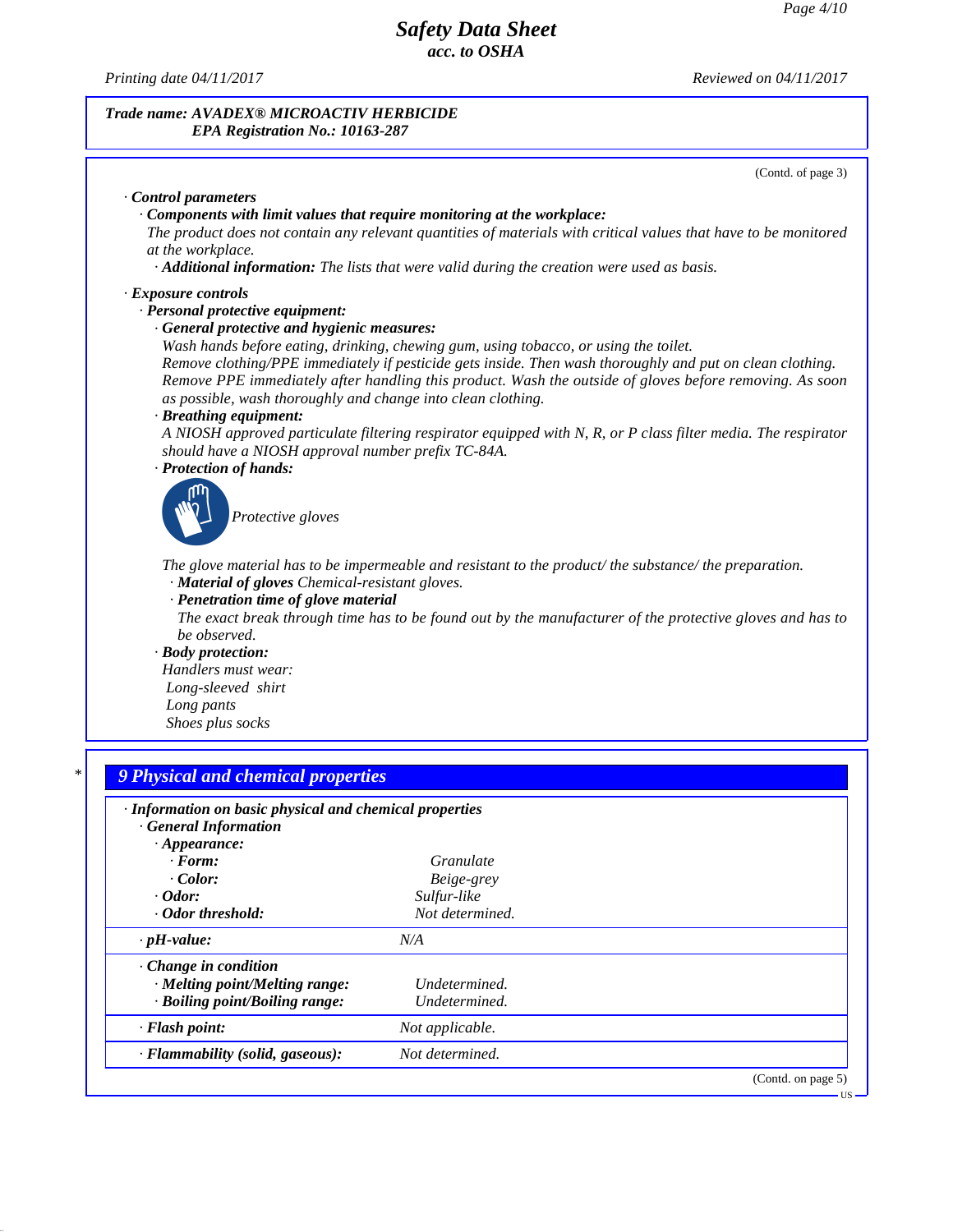**Trade name: AVADEX® MICROACTIV HERBICIDE**
**EPA Registration No.: 10163-287**

(Contd. of page 3)

· **Control parameters**

· **Components with limit values that require monitoring at the workplace:**

The product does not contain any relevant quantities of materials with critical values that have to be monitored at the workplace.

· **Additional information:** The lists that were valid during the creation were used as basis.

· **Exposure controls**

· **Personal protective equipment:**

· **General protective and hygienic measures:**

Wash hands before eating, drinking, chewing gum, using tobacco, or using the toilet.
Remove clothing/PPE immediately if pesticide gets inside. Then wash thoroughly and put on clean clothing.
Remove PPE immediately after handling this product. Wash the outside of gloves before removing. As soon as possible, wash thoroughly and change into clean clothing.

· **Breathing equipment:**

A NIOSH approved particulate filtering respirator equipped with N, R, or P class filter media. The respirator should have a NIOSH approval number prefix TC-84A.

· **Protection of hands:**

Protective gloves

The glove material has to be impermeable and resistant to the product/ the substance/ the preparation.

· **Material of gloves** Chemical-resistant gloves.

· **Penetration time of glove material**

The exact break through time has to be found out by the manufacturer of the protective gloves and has to be observed.

· **Body protection:**

Handlers must wear:
Long-sleeved shirt
Long pants
Shoes plus socks

## 9 Physical and chemical properties

· **Information on basic physical and chemical properties**

· **General Information**

· **Appearance:**

| | |
|---|---|
| · **Form:** | Granulate |
| · **Color:** | Beige-grey |
| · **Odor:** | Sulfur-like |
| · **Odor threshold:** | Not determined. |
| · **pH-value:** | N/A |
| · **Change in condition** | |
| · **Melting point/Melting range:** | Undetermined. |
| · **Boiling point/Boiling range:** | Undetermined. |
| · **Flash point:** | Not applicable. |
| · **Flammability (solid, gaseous):** | Not determined. |

(Contd. on page 5)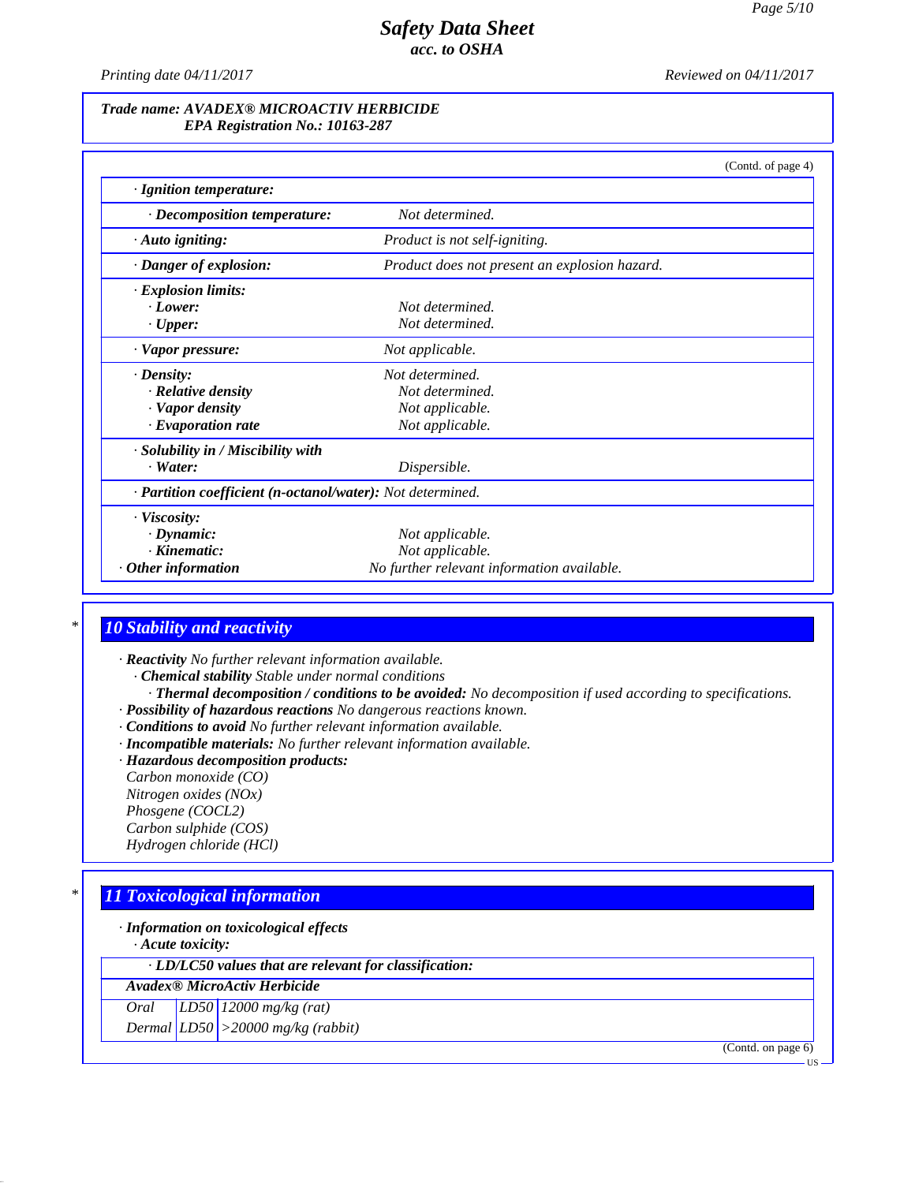**Trade name: AVADEX® MICROACTIV HERBICIDE**
**EPA Registration No.: 10163-287**

(Contd. of page 4)

| | |
|---|---|
| · **Ignition temperature:** | |
| · **Decomposition temperature:** | Not determined. |
| · **Auto igniting:** | Product is not self-igniting. |
| · **Danger of explosion:** | Product does not present an explosion hazard. |
| · **Explosion limits:** | |
| · **Lower:** | Not determined. |
| · **Upper:** | Not determined. |
| · **Vapor pressure:** | Not applicable. |
| · **Density:** | Not determined. |
| · **Relative density** | Not determined. |
| · **Vapor density** | Not applicable. |
| · **Evaporation rate** | Not applicable. |
| · **Solubility in / Miscibility with** | |
| · **Water:** | Dispersible. |
| · **Partition coefficient (n-octanol/water):** | Not determined. |
| · **Viscosity:** | |
| · **Dynamic:** | Not applicable. |
| · **Kinematic:** | Not applicable. |
| · **Other information** | No further relevant information available. |

## * 10 Stability and reactivity

· **Reactivity** No further relevant information available.
· **Chemical stability** Stable under normal conditions
· **Thermal decomposition / conditions to be avoided:** No decomposition if used according to specifications.
· **Possibility of hazardous reactions** No dangerous reactions known.
· **Conditions to avoid** No further relevant information available.
· **Incompatible materials:** No further relevant information available.
· **Hazardous decomposition products:**
Carbon monoxide (CO)
Nitrogen oxides (NOx)
Phosgene (COCL2)
Carbon sulphide (COS)
Hydrogen chloride (HCl)

## * 11 Toxicological information

· **Information on toxicological effects**
· **Acute toxicity:**

| · **LD/LC50 values that are relevant for classification:** | | |
|---|---|---|
| **Avadex® MicroActiv Herbicide** | | |
| Oral | LD50 | 12000 mg/kg (rat) |
| Dermal | LD50 | >20000 mg/kg (rabbit) |

(Contd. on page 6)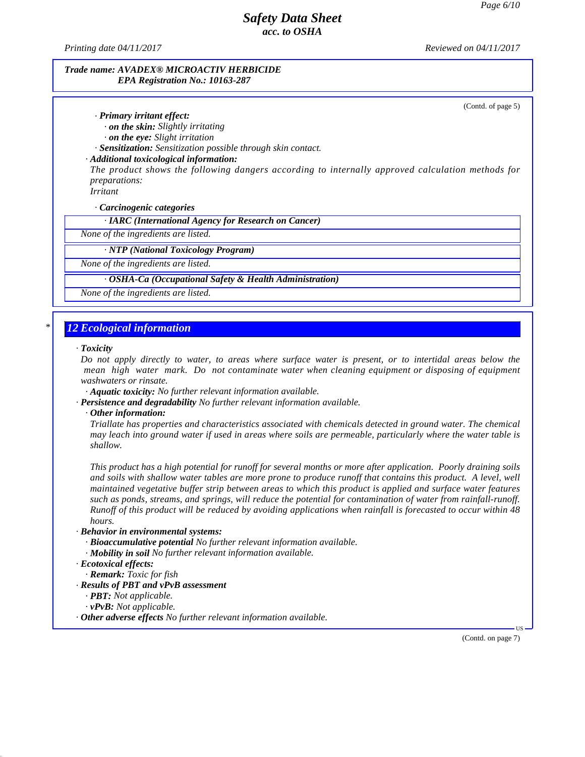**Trade name: AVADEX® MICROACTIV HERBICIDE**
**EPA Registration No.: 10163-287**

(Contd. of page 5)

· **Primary irritant effect:**
· **on the skin:** Slightly irritating
· **on the eye:** Slight irritation
· **Sensitization:** Sensitization possible through skin contact.
· **Additional toxicological information:**
The product shows the following dangers according to internally approved calculation methods for preparations:
Irritant

· **Carcinogenic categories**

| · IARC (International Agency for Research on Cancer) |
|---|
| None of the ingredients are listed. |

| · NTP (National Toxicology Program) |
|---|
| None of the ingredients are listed. |

| · OSHA-Ca (Occupational Safety & Health Administration) |
|---|
| None of the ingredients are listed. |

## * 12 Ecological information

· **Toxicity**
Do not apply directly to water, to areas where surface water is present, or to intertidal areas below the mean high water mark. Do not contaminate water when cleaning equipment or disposing of equipment washwaters or rinsate.
· **Aquatic toxicity:** No further relevant information available.
· **Persistence and degradability** No further relevant information available.
· **Other information:**
Triallate has properties and characteristics associated with chemicals detected in ground water. The chemical may leach into ground water if used in areas where soils are permeable, particularly where the water table is shallow.

This product has a high potential for runoff for several months or more after application. Poorly draining soils and soils with shallow water tables are more prone to produce runoff that contains this product. A level, well maintained vegetative buffer strip between areas to which this product is applied and surface water features such as ponds, streams, and springs, will reduce the potential for contamination of water from rainfall-runoff. Runoff of this product will be reduced by avoiding applications when rainfall is forecasted to occur within 48 hours.
· **Behavior in environmental systems:**
· **Bioaccumulative potential** No further relevant information available.
· **Mobility in soil** No further relevant information available.
· **Ecotoxical effects:**
· **Remark:** Toxic for fish
· **Results of PBT and vPvB assessment**
· **PBT:** Not applicable.
· **vPvB:** Not applicable.
· **Other adverse effects** No further relevant information available.

(Contd. on page 7)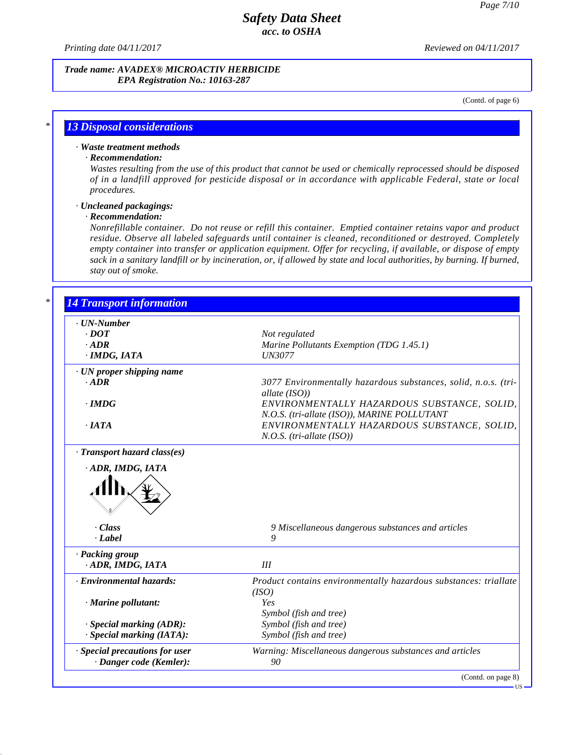**Trade name: AVADEX® MICROACTIV HERBICIDE**
**EPA Registration No.: 10163-287**

(Contd. of page 6)

## 13 Disposal considerations

· **Waste treatment methods**

· **Recommendation:**

Wastes resulting from the use of this product that cannot be used or chemically reprocessed should be disposed of in a landfill approved for pesticide disposal or in accordance with applicable Federal, state or local procedures.

· **Uncleaned packagings:**

· **Recommendation:**

Nonrefillable container. Do not reuse or refill this container. Emptied container retains vapor and product residue. Observe all labeled safeguards until container is cleaned, reconditioned or destroyed. Completely empty container into transfer or application equipment. Offer for recycling, if available, or dispose of empty sack in a sanitary landfill or by incineration, or, if allowed by state and local authorities, by burning. If burned, stay out of smoke.

## 14 Transport information

| | |
|---|---|
| **· UN-Number** | |
| **· DOT** | Not regulated |
| **· ADR** | Marine Pollutants Exemption (TDG 1.45.1) |
| **· IMDG, IATA** | UN3077 |
| **· UN proper shipping name** | |
| **· ADR** | 3077 Environmentally hazardous substances, solid, n.o.s. (tri-allate (ISO)) |
| **· IMDG** | ENVIRONMENTALLY HAZARDOUS SUBSTANCE, SOLID, N.O.S. (tri-allate (ISO)), MARINE POLLUTANT |
| **· IATA** | ENVIRONMENTALLY HAZARDOUS SUBSTANCE, SOLID, N.O.S. (tri-allate (ISO)) |
| **· Transport hazard class(es)** | |
| **· ADR, IMDG, IATA** | |
| **· Class** | 9 Miscellaneous dangerous substances and articles |
| **· Label** | 9 |
| **· Packing group** | |
| **· ADR, IMDG, IATA** | III |
| **· Environmental hazards:** | Product contains environmentally hazardous substances: triallate (ISO) |
| **· Marine pollutant:** | Yes<br>Symbol (fish and tree) |
| **· Special marking (ADR):** | Symbol (fish and tree) |
| **· Special marking (IATA):** | Symbol (fish and tree) |
| **· Special precautions for user** | Warning: Miscellaneous dangerous substances and articles |
| **· Danger code (Kemler):** | 90 |

(Contd. on page 8)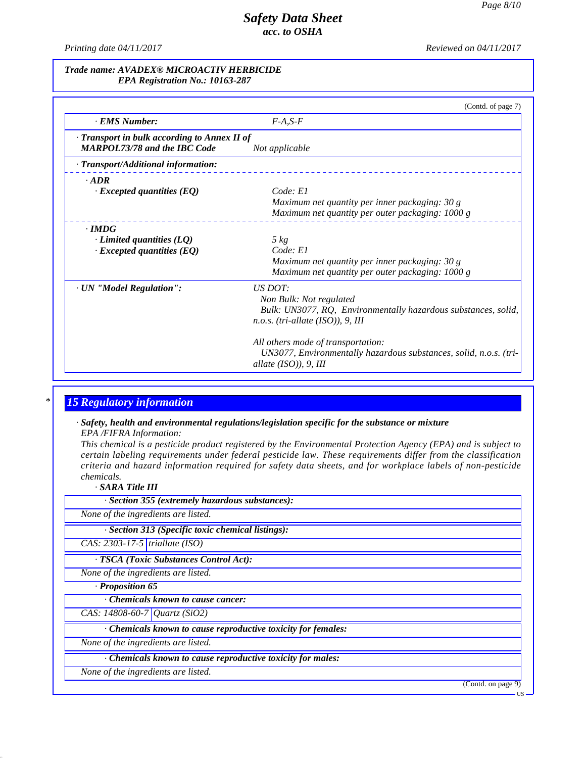Printing date 04/11/2017 | Reviewed on 04/11/2017

**Trade name: AVADEX® MICROACTIV HERBICIDE**
**EPA Registration No.: 10163-287**

(Contd. of page 7)

· **EMS Number:** F-A,S-F

· **Transport in bulk according to Annex II of MARPOL73/78 and the IBC Code** Not applicable

· **Transport/Additional information:**

· **ADR**
· **Excepted quantities (EQ)** Code: E1
Maximum net quantity per inner packaging: 30 g
Maximum net quantity per outer packaging: 1000 g

· **IMDG**
· **Limited quantities (LQ)** 5 kg
· **Excepted quantities (EQ)** Code: E1
Maximum net quantity per inner packaging: 30 g
Maximum net quantity per outer packaging: 1000 g

· **UN "Model Regulation":** US DOT:
Non Bulk: Not regulated
Bulk: UN3077, RQ, Environmentally hazardous substances, solid, n.o.s. (tri-allate (ISO)), 9, III

All others mode of transportation:
UN3077, Environmentally hazardous substances, solid, n.o.s. (tri-allate (ISO)), 9, III

## 15 Regulatory information

· **Safety, health and environmental regulations/legislation specific for the substance or mixture**
EPA /FIFRA Information:
This chemical is a pesticide product registered by the Environmental Protection Agency (EPA) and is subject to certain labeling requirements under federal pesticide law. These requirements differ from the classification criteria and hazard information required for safety data sheets, and for workplace labels of non-pesticide chemicals.

· **SARA Title III**

· **Section 355 (extremely hazardous substances):**
None of the ingredients are listed.

· **Section 313 (Specific toxic chemical listings):**

| CAS: 2303-17-5 | triallate (ISO) |
|---|---|

· **TSCA (Toxic Substances Control Act):**
None of the ingredients are listed.

· **Proposition 65**

· **Chemicals known to cause cancer:**

| CAS: 14808-60-7 | Quartz ($SiO_2$) |
|---|---|

· **Chemicals known to cause reproductive toxicity for females:**
None of the ingredients are listed.

· **Chemicals known to cause reproductive toxicity for males:**
None of the ingredients are listed.

(Contd. on page 9)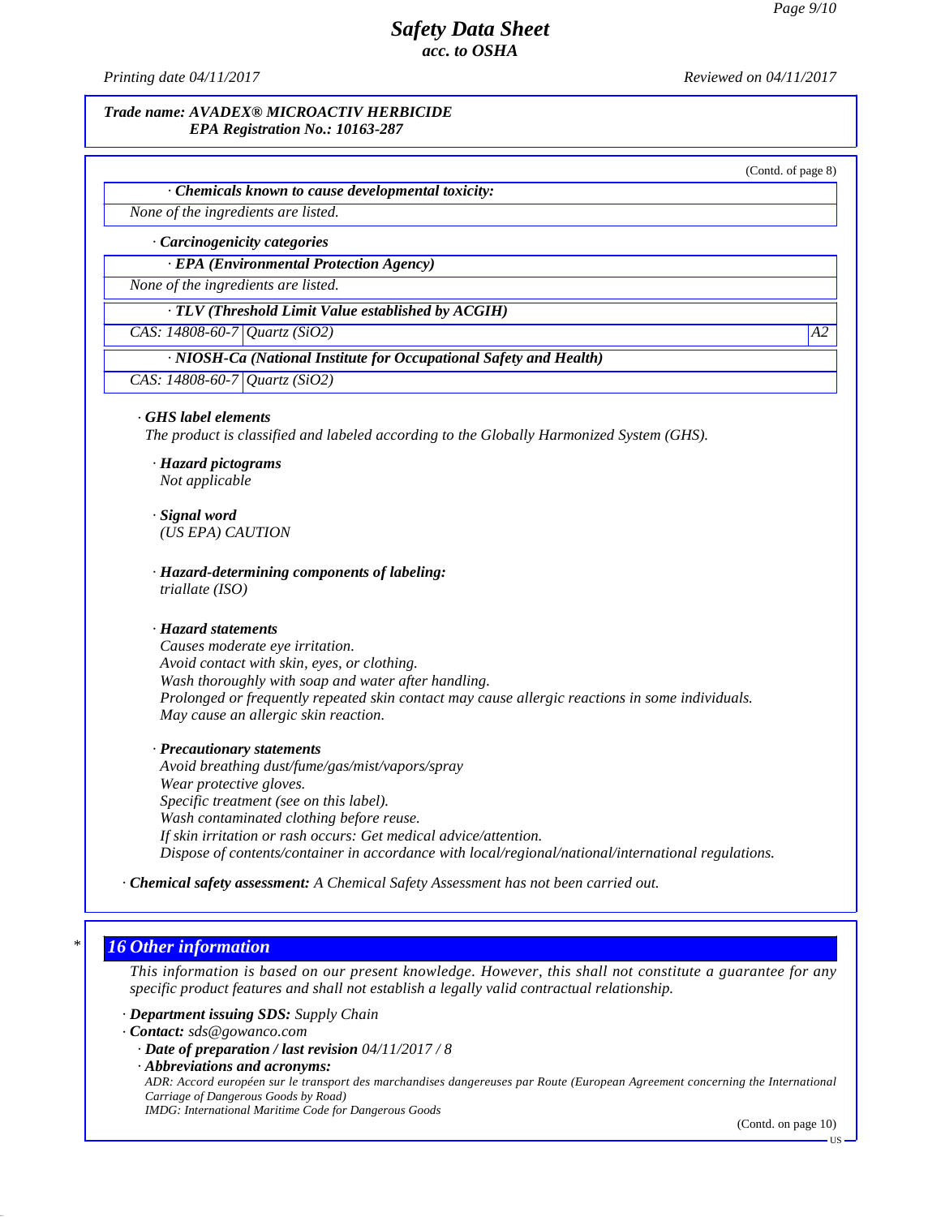(Contd. of page 8)

| · Chemicals known to cause developmental toxicity: |
|---|
| None of the ingredients are listed. |

· **Carcinogenicity categories**

| · EPA (Environmental Protection Agency) |
|---|
| None of the ingredients are listed. |

| · TLV (Threshold Limit Value established by ACGIH) | | |
|---|---|---|
| CAS: 14808-60-7 | Quartz ($SiO_2$) | A2 |

| · NIOSH-Ca (National Institute for Occupational Safety and Health) | |
|---|---|
| CAS: 14808-60-7 | Quartz ($SiO_2$) |

· **GHS label elements**

*The product is classified and labeled according to the Globally Harmonized System (GHS).*

· **Hazard pictograms**
*Not applicable*

· **Signal word**
*(US EPA) CAUTION*

· **Hazard-determining components of labeling:**
*triallate (ISO)*

· **Hazard statements**
*Causes moderate eye irritation.*
*Avoid contact with skin, eyes, or clothing.*
*Wash thoroughly with soap and water after handling.*
*Prolonged or frequently repeated skin contact may cause allergic reactions in some individuals.*
*May cause an allergic skin reaction.*

· **Precautionary statements**
*Avoid breathing dust/fume/gas/mist/vapors/spray*
*Wear protective gloves.*
*Specific treatment (see on this label).*
*Wash contaminated clothing before reuse.*
*If skin irritation or rash occurs: Get medical advice/attention.*
*Dispose of contents/container in accordance with local/regional/national/international regulations.*

· **Chemical safety assessment:** *A Chemical Safety Assessment has not been carried out.*

## * 16 Other information

*This information is based on our present knowledge. However, this shall not constitute a guarantee for any specific product features and shall not establish a legally valid contractual relationship.*

· **Department issuing SDS:** *Supply Chain*
· **Contact:** *sds@gowanco.com*
· **Date of preparation / last revision** *04/11/2017 / 8*
· **Abbreviations and acronyms:**
*ADR: Accord européen sur le transport des marchandises dangereuses par Route (European Agreement concerning the International Carriage of Dangerous Goods by Road)*
*IMDG: International Maritime Code for Dangerous Goods*

(Contd. on page 10)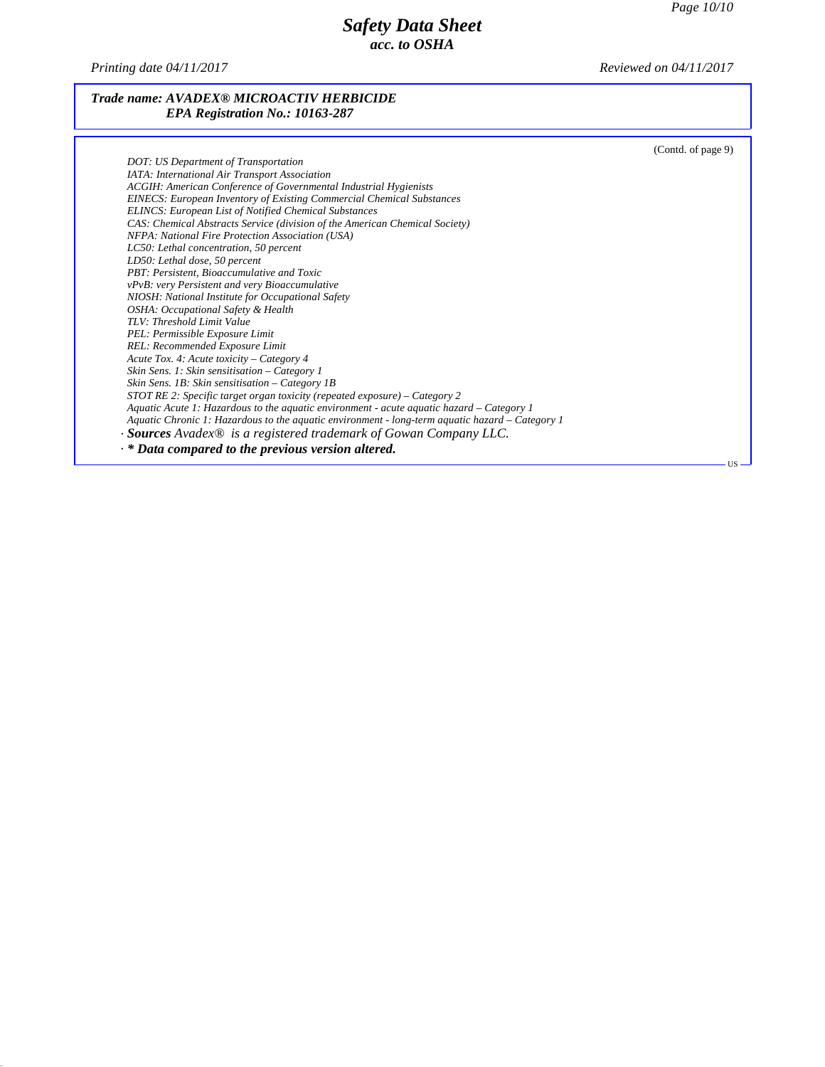**Trade name: AVADEX® MICROACTIV HERBICIDE**
**EPA Registration No.: 10163-287**

(Contd. of page 9)

*DOT: US Department of Transportation*
*IATA: International Air Transport Association*
*ACGIH: American Conference of Governmental Industrial Hygienists*
*EINECS: European Inventory of Existing Commercial Chemical Substances*
*ELINCS: European List of Notified Chemical Substances*
*CAS: Chemical Abstracts Service (division of the American Chemical Society)*
*NFPA: National Fire Protection Association (USA)*
*LC50: Lethal concentration, 50 percent*
*LD50: Lethal dose, 50 percent*
*PBT: Persistent, Bioaccumulative and Toxic*
*vPvB: very Persistent and very Bioaccumulative*
*NIOSH: National Institute for Occupational Safety*
*OSHA: Occupational Safety & Health*
*TLV: Threshold Limit Value*
*PEL: Permissible Exposure Limit*
*REL: Recommended Exposure Limit*
*Acute Tox. 4: Acute toxicity – Category 4*
*Skin Sens. 1: Skin sensitisation – Category 1*
*Skin Sens. 1B: Skin sensitisation – Category 1B*
*STOT RE 2: Specific target organ toxicity (repeated exposure) – Category 2*
*Aquatic Acute 1: Hazardous to the aquatic environment - acute aquatic hazard – Category 1*
*Aquatic Chronic 1: Hazardous to the aquatic environment - long-term aquatic hazard – Category 1*

· ***Sources*** *Avadex® is a registered trademark of Gowan Company LLC.*

· ***\* Data compared to the previous version altered.***

US